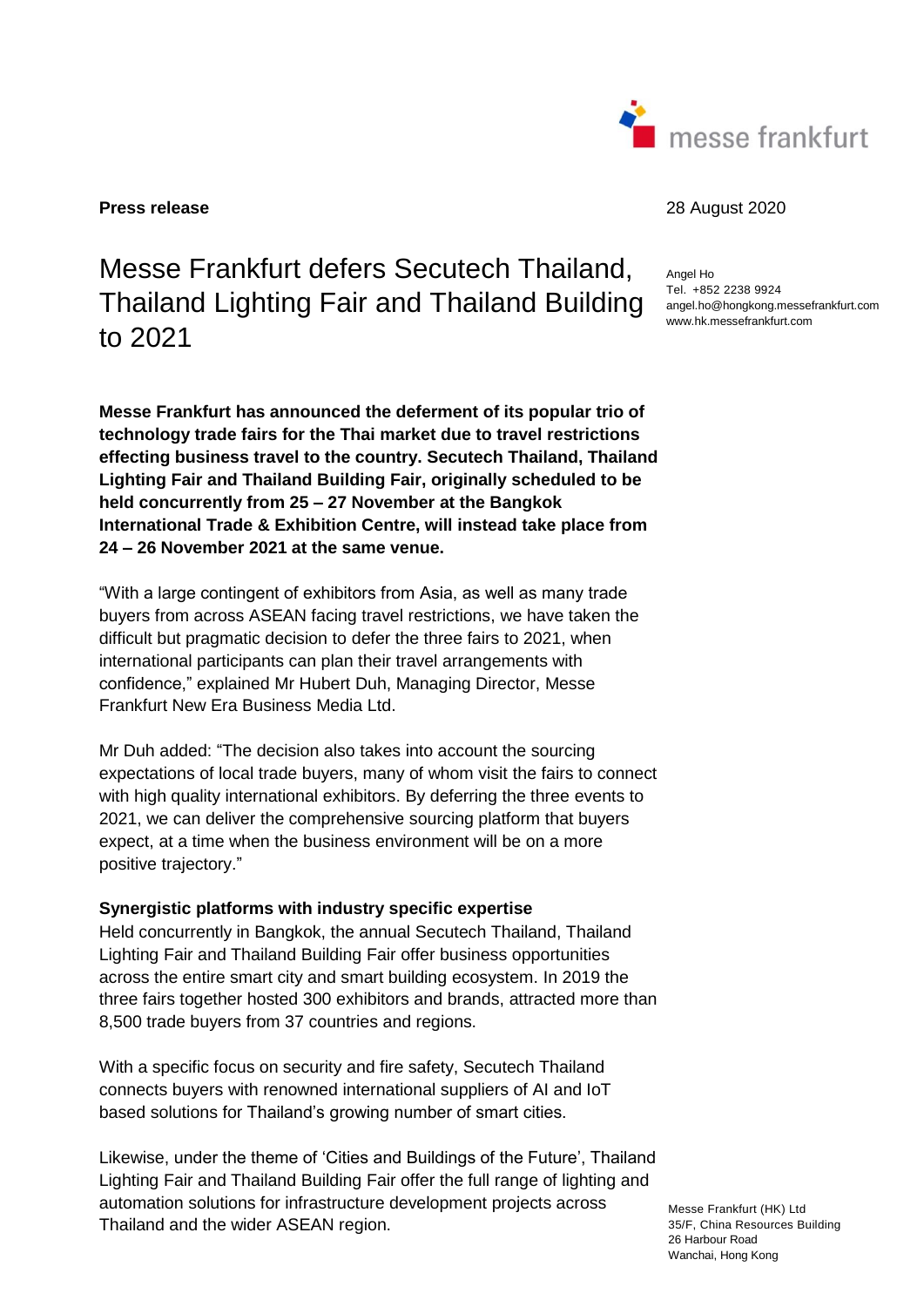**Press release**

28 August 2020

Angel Ho
Tel. +852 2238 9924
angel.ho@hongkong.messefrankfurt.com
www.hk.messefrankfurt.com

# Messe Frankfurt defers Secutech Thailand, Thailand Lighting Fair and Thailand Building to 2021

**Messe Frankfurt has announced the deferment of its popular trio of technology trade fairs for the Thai market due to travel restrictions effecting business travel to the country. Secutech Thailand, Thailand Lighting Fair and Thailand Building Fair, originally scheduled to be held concurrently from 25 – 27 November at the Bangkok International Trade & Exhibition Centre, will instead take place from 24 – 26 November 2021 at the same venue.**

"With a large contingent of exhibitors from Asia, as well as many trade buyers from across ASEAN facing travel restrictions, we have taken the difficult but pragmatic decision to defer the three fairs to 2021, when international participants can plan their travel arrangements with confidence," explained Mr Hubert Duh, Managing Director, Messe Frankfurt New Era Business Media Ltd.

Mr Duh added: "The decision also takes into account the sourcing expectations of local trade buyers, many of whom visit the fairs to connect with high quality international exhibitors. By deferring the three events to 2021, we can deliver the comprehensive sourcing platform that buyers expect, at a time when the business environment will be on a more positive trajectory."

**Synergistic platforms with industry specific expertise**

Held concurrently in Bangkok, the annual Secutech Thailand, Thailand Lighting Fair and Thailand Building Fair offer business opportunities across the entire smart city and smart building ecosystem. In 2019 the three fairs together hosted 300 exhibitors and brands, attracted more than 8,500 trade buyers from 37 countries and regions.

With a specific focus on security and fire safety, Secutech Thailand connects buyers with renowned international suppliers of AI and IoT based solutions for Thailand's growing number of smart cities.

Likewise, under the theme of 'Cities and Buildings of the Future', Thailand Lighting Fair and Thailand Building Fair offer the full range of lighting and automation solutions for infrastructure development projects across Thailand and the wider ASEAN region.

Messe Frankfurt (HK) Ltd
35/F, China Resources Building
26 Harbour Road
Wanchai, Hong Kong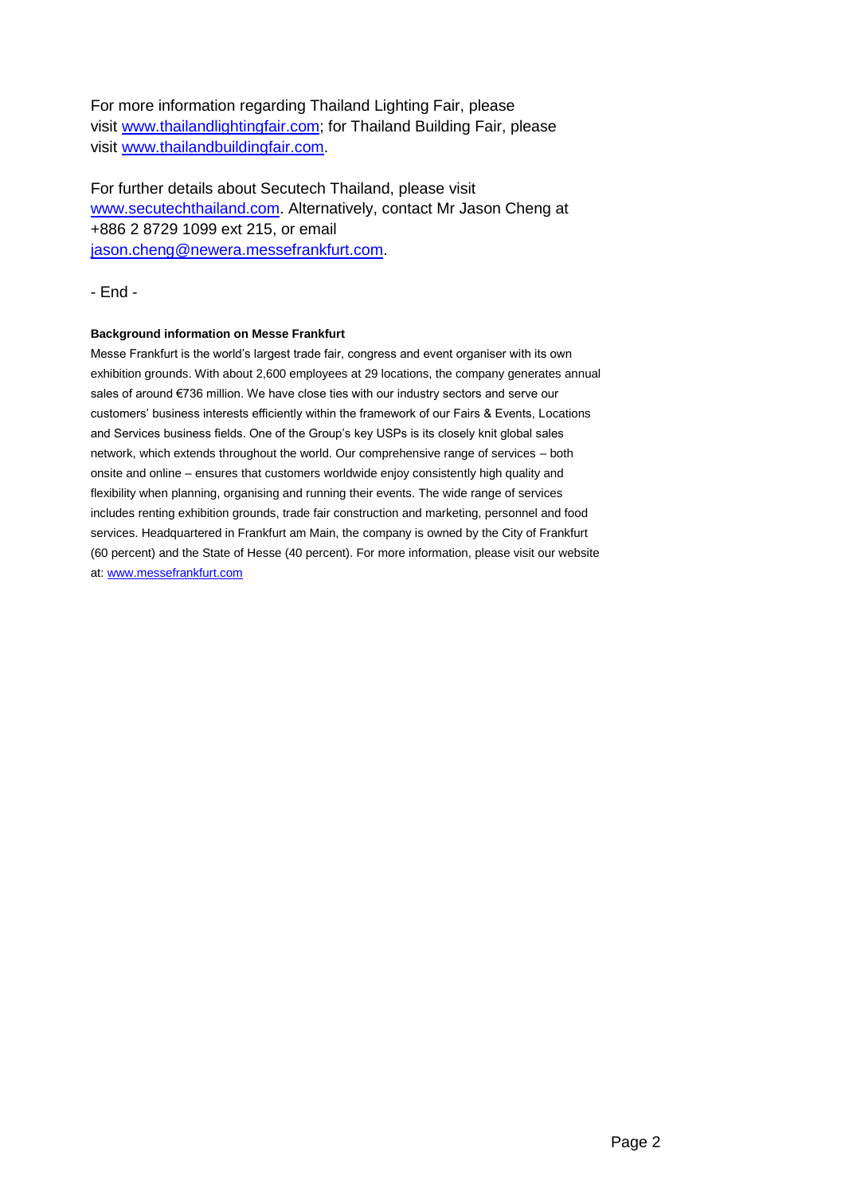For more information regarding Thailand Lighting Fair, please visit www.thailandlightingfair.com; for Thailand Building Fair, please visit www.thailandbuildingfair.com.

For further details about Secutech Thailand, please visit www.secutechthailand.com. Alternatively, contact Mr Jason Cheng at +886 2 8729 1099 ext 215, or email jason.cheng@newera.messefrankfurt.com.

- End -

**Background information on Messe Frankfurt**

Messe Frankfurt is the world's largest trade fair, congress and event organiser with its own exhibition grounds. With about 2,600 employees at 29 locations, the company generates annual sales of around €736 million. We have close ties with our industry sectors and serve our customers' business interests efficiently within the framework of our Fairs & Events, Locations and Services business fields. One of the Group's key USPs is its closely knit global sales network, which extends throughout the world. Our comprehensive range of services – both onsite and online – ensures that customers worldwide enjoy consistently high quality and flexibility when planning, organising and running their events. The wide range of services includes renting exhibition grounds, trade fair construction and marketing, personnel and food services. Headquartered in Frankfurt am Main, the company is owned by the City of Frankfurt (60 percent) and the State of Hesse (40 percent). For more information, please visit our website at: www.messefrankfurt.com